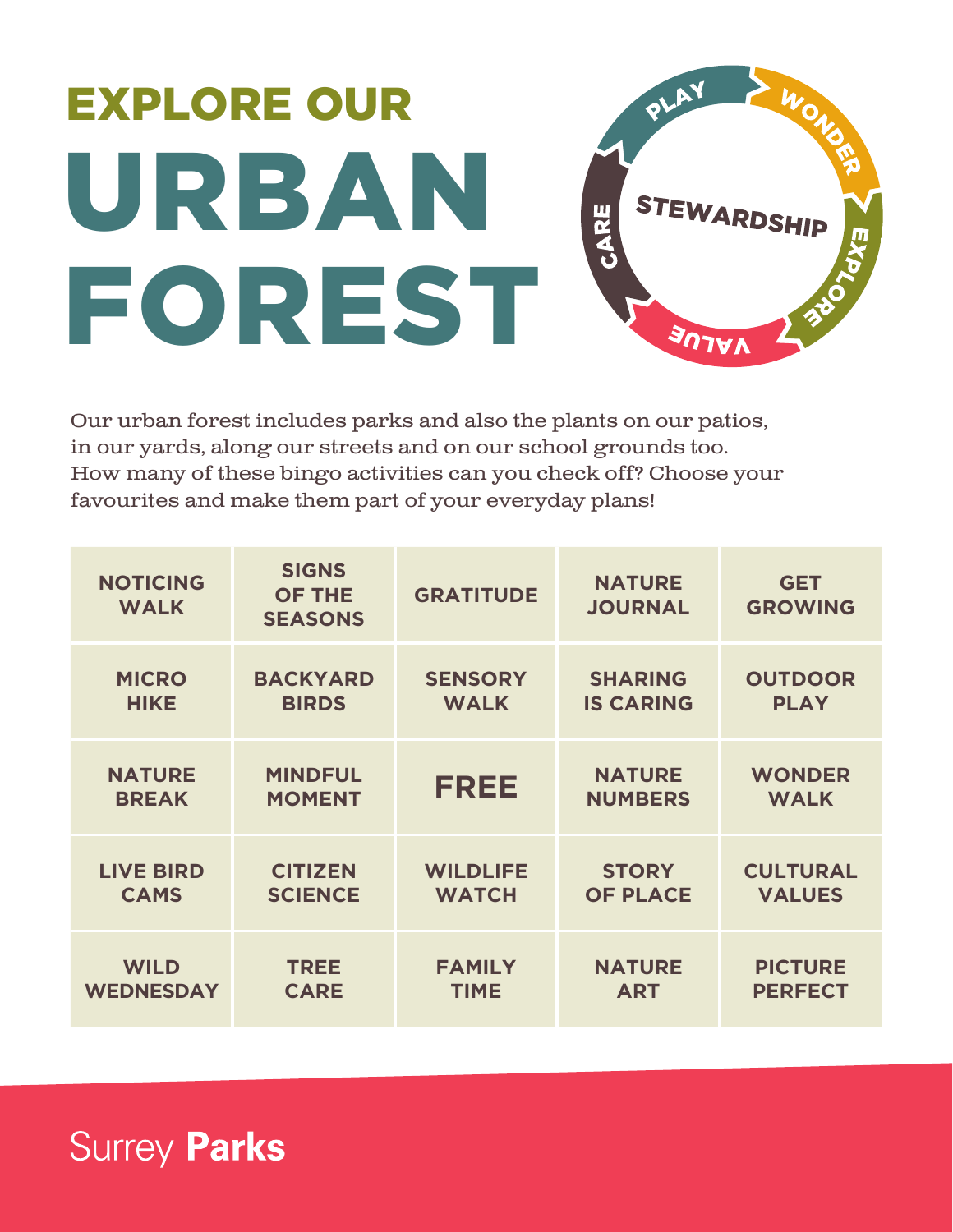# EXPLORE OUR URBAN FOREST

PLAY · WONDER · EXPLORE · VALUE · CARE

STEWARDSHIP

Our urban forest includes parks and also the plants on our patios, in our yards, along our streets and on our school grounds too. How many of these bingo activities can you check off? Choose your favourites and make them part of your everyday plans!

| NOTICING WALK | SIGNS OF THE SEASONS | GRATITUDE | NATURE JOURNAL | GET GROWING |
|---|---|---|---|---|
| MICRO HIKE | BACKYARD BIRDS | SENSORY WALK | SHARING IS CARING | OUTDOOR PLAY |
| NATURE BREAK | MINDFUL MOMENT | FREE | NATURE NUMBERS | WONDER WALK |
| LIVE BIRD CAMS | CITIZEN SCIENCE | WILDLIFE WATCH | STORY OF PLACE | CULTURAL VALUES |
| WILD WEDNESDAY | TREE CARE | FAMILY TIME | NATURE ART | PICTURE PERFECT |

Surrey **Parks**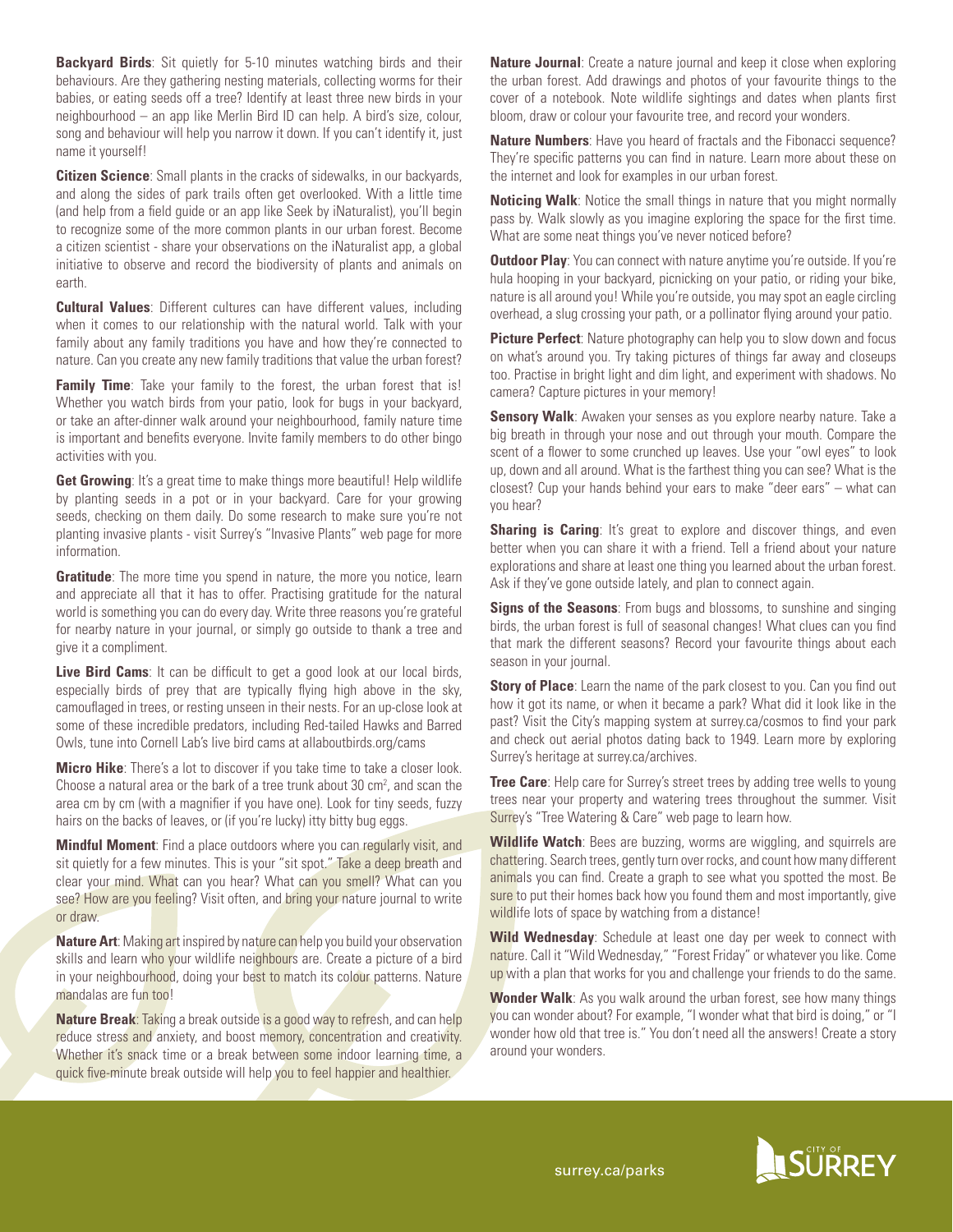**Backyard Birds**: Sit quietly for 5-10 minutes watching birds and their behaviours. Are they gathering nesting materials, collecting worms for their babies, or eating seeds off a tree? Identify at least three new birds in your neighbourhood – an app like Merlin Bird ID can help. A bird's size, colour, song and behaviour will help you narrow it down. If you can't identify it, just name it yourself!

**Citizen Science**: Small plants in the cracks of sidewalks, in our backyards, and along the sides of park trails often get overlooked. With a little time (and help from a field guide or an app like Seek by iNaturalist), you'll begin to recognize some of the more common plants in our urban forest. Become a citizen scientist - share your observations on the iNaturalist app, a global initiative to observe and record the biodiversity of plants and animals on earth.

**Cultural Values**: Different cultures can have different values, including when it comes to our relationship with the natural world. Talk with your family about any family traditions you have and how they're connected to nature. Can you create any new family traditions that value the urban forest?

**Family Time**: Take your family to the forest, the urban forest that is! Whether you watch birds from your patio, look for bugs in your backyard, or take an after-dinner walk around your neighbourhood, family nature time is important and benefits everyone. Invite family members to do other bingo activities with you.

**Get Growing**: It's a great time to make things more beautiful! Help wildlife by planting seeds in a pot or in your backyard. Care for your growing seeds, checking on them daily. Do some research to make sure you're not planting invasive plants - visit Surrey's "Invasive Plants" web page for more information.

**Gratitude**: The more time you spend in nature, the more you notice, learn and appreciate all that it has to offer. Practising gratitude for the natural world is something you can do every day. Write three reasons you're grateful for nearby nature in your journal, or simply go outside to thank a tree and give it a compliment.

**Live Bird Cams**: It can be difficult to get a good look at our local birds, especially birds of prey that are typically flying high above in the sky, camouflaged in trees, or resting unseen in their nests. For an up-close look at some of these incredible predators, including Red-tailed Hawks and Barred Owls, tune into Cornell Lab's live bird cams at allaboutbirds.org/cams

**Micro Hike**: There's a lot to discover if you take time to take a closer look. Choose a natural area or the bark of a tree trunk about 30 $cm^2$, and scan the area cm by cm (with a magnifier if you have one). Look for tiny seeds, fuzzy hairs on the backs of leaves, or (if you're lucky) itty bitty bug eggs.

**Mindful Moment**: Find a place outdoors where you can regularly visit, and sit quietly for a few minutes. This is your "sit spot." Take a deep breath and clear your mind. What can you hear? What can you smell? What can you see? How are you feeling? Visit often, and bring your nature journal to write or draw.

**Nature Art**: Making art inspired by nature can help you build your observation skills and learn who your wildlife neighbours are. Create a picture of a bird in your neighbourhood, doing your best to match its colour patterns. Nature mandalas are fun too!

**Nature Break**: Taking a break outside is a good way to refresh, and can help reduce stress and anxiety, and boost memory, concentration and creativity. Whether it's snack time or a break between some indoor learning time, a quick five-minute break outside will help you to feel happier and healthier.

**Nature Journal**: Create a nature journal and keep it close when exploring the urban forest. Add drawings and photos of your favourite things to the cover of a notebook. Note wildlife sightings and dates when plants first bloom, draw or colour your favourite tree, and record your wonders.

**Nature Numbers**: Have you heard of fractals and the Fibonacci sequence? They're specific patterns you can find in nature. Learn more about these on the internet and look for examples in our urban forest.

**Noticing Walk**: Notice the small things in nature that you might normally pass by. Walk slowly as you imagine exploring the space for the first time. What are some neat things you've never noticed before?

**Outdoor Play**: You can connect with nature anytime you're outside. If you're hula hooping in your backyard, picnicking on your patio, or riding your bike, nature is all around you! While you're outside, you may spot an eagle circling overhead, a slug crossing your path, or a pollinator flying around your patio.

**Picture Perfect**: Nature photography can help you to slow down and focus on what's around you. Try taking pictures of things far away and closeups too. Practise in bright light and dim light, and experiment with shadows. No camera? Capture pictures in your memory!

**Sensory Walk**: Awaken your senses as you explore nearby nature. Take a big breath in through your nose and out through your mouth. Compare the scent of a flower to some crunched up leaves. Use your "owl eyes" to look up, down and all around. What is the farthest thing you can see? What is the closest? Cup your hands behind your ears to make "deer ears" – what can you hear?

**Sharing is Caring**: It's great to explore and discover things, and even better when you can share it with a friend. Tell a friend about your nature explorations and share at least one thing you learned about the urban forest. Ask if they've gone outside lately, and plan to connect again.

**Signs of the Seasons**: From bugs and blossoms, to sunshine and singing birds, the urban forest is full of seasonal changes! What clues can you find that mark the different seasons? Record your favourite things about each season in your journal.

**Story of Place**: Learn the name of the park closest to you. Can you find out how it got its name, or when it became a park? What did it look like in the past? Visit the City's mapping system at surrey.ca/cosmos to find your park and check out aerial photos dating back to 1949. Learn more by exploring Surrey's heritage at surrey.ca/archives.

**Tree Care**: Help care for Surrey's street trees by adding tree wells to young trees near your property and watering trees throughout the summer. Visit Surrey's "Tree Watering & Care" web page to learn how.

**Wildlife Watch**: Bees are buzzing, worms are wiggling, and squirrels are chattering. Search trees, gently turn over rocks, and count how many different animals you can find. Create a graph to see what you spotted the most. Be sure to put their homes back how you found them and most importantly, give wildlife lots of space by watching from a distance!

**Wild Wednesday**: Schedule at least one day per week to connect with nature. Call it "Wild Wednesday," "Forest Friday" or whatever you like. Come up with a plan that works for you and challenge your friends to do the same.

**Wonder Walk**: As you walk around the urban forest, see how many things you can wonder about? For example, "I wonder what that bird is doing," or "I wonder how old that tree is." You don't need all the answers! Create a story around your wonders.

surey.ca/parks

CITY OF SURREY